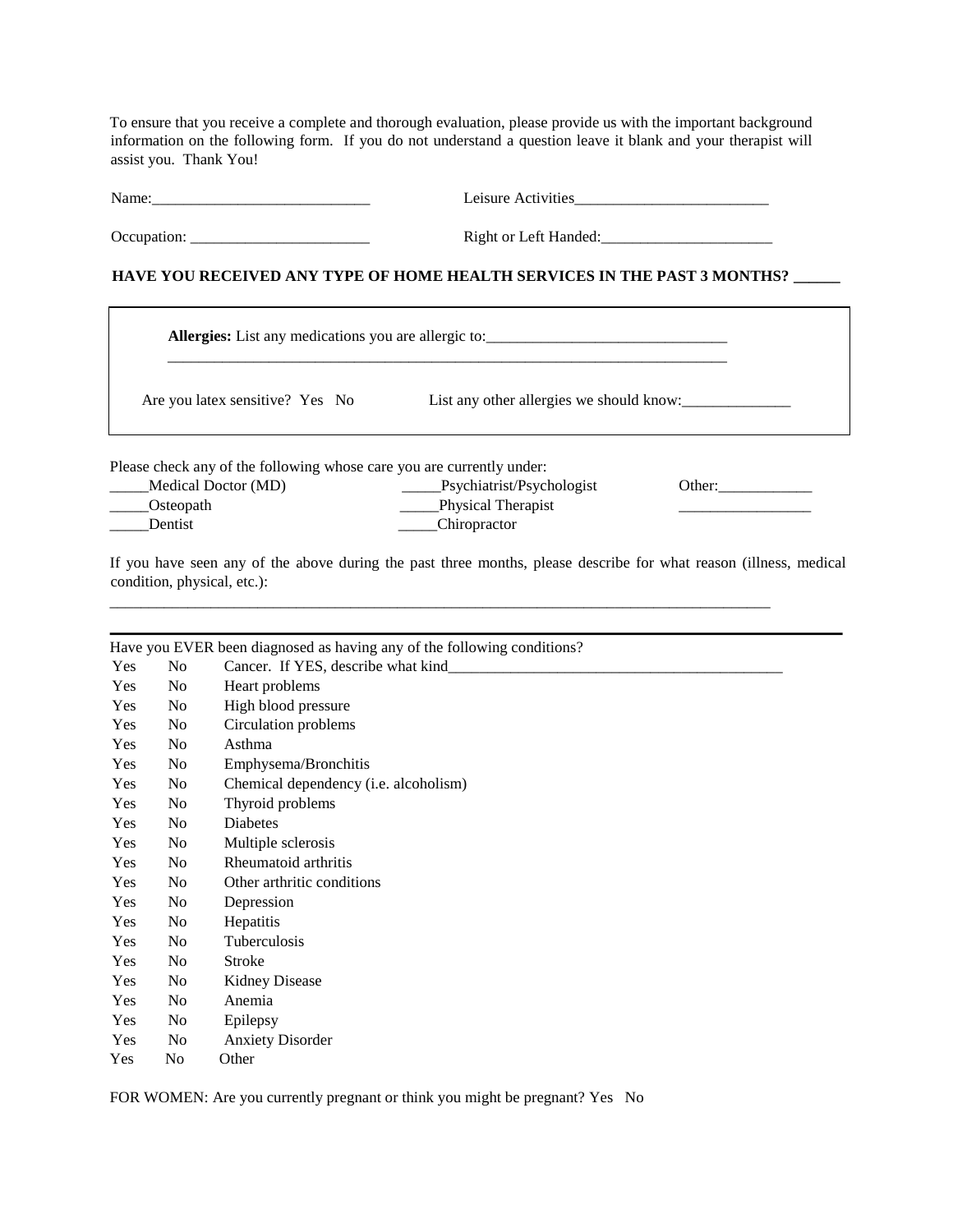To ensure that you receive a complete and thorough evaluation, please provide us with the important background information on the following form. If you do not understand a question leave it blank and your therapist will assist you. Thank You!

Name:____________________________ Leisure Activities_________________________

Occupation: _______________________ Right or Left Handed:______________________

**HAVE YOU RECEIVED ANY TYPE OF HOME HEALTH SERVICES IN THE PAST 3 MONTHS? ______**

**Allergies:** List any medications you are allergic to:_______________________________

___________________________________________________________________________

Are you latex sensitive? Yes No List any other allergies we should know:______________

Please check any of the following whose care you are currently under:

_____Medical Doctor (MD) _____Psychiatrist/Psychologist Other:____________

_____Osteopath _____Physical Therapist _________________

_____Dentist _____Chiropractor

If you have seen any of the above during the past three months, please describe for what reason (illness, medical condition, physical, etc.):

___________________________________________________________________________

Have you EVER been diagnosed as having any of the following conditions?

Yes No Cancer. If YES, describe what kind_____________________________________________

Yes No Heart problems

Yes No High blood pressure

Yes No Circulation problems

Yes No Asthma

Yes No Emphysema/Bronchitis

Yes No Chemical dependency (i.e. alcoholism)

Yes No Thyroid problems

Yes No Diabetes

Yes No Multiple sclerosis

Yes No Rheumatoid arthritis

Yes No Other arthritic conditions

Yes No Depression

Yes No Hepatitis

Yes No Tuberculosis

Yes No Stroke

Yes No Kidney Disease

Yes No Anemia

Yes No Epilepsy

Yes No Anxiety Disorder

Yes No Other

FOR WOMEN: Are you currently pregnant or think you might be pregnant? Yes No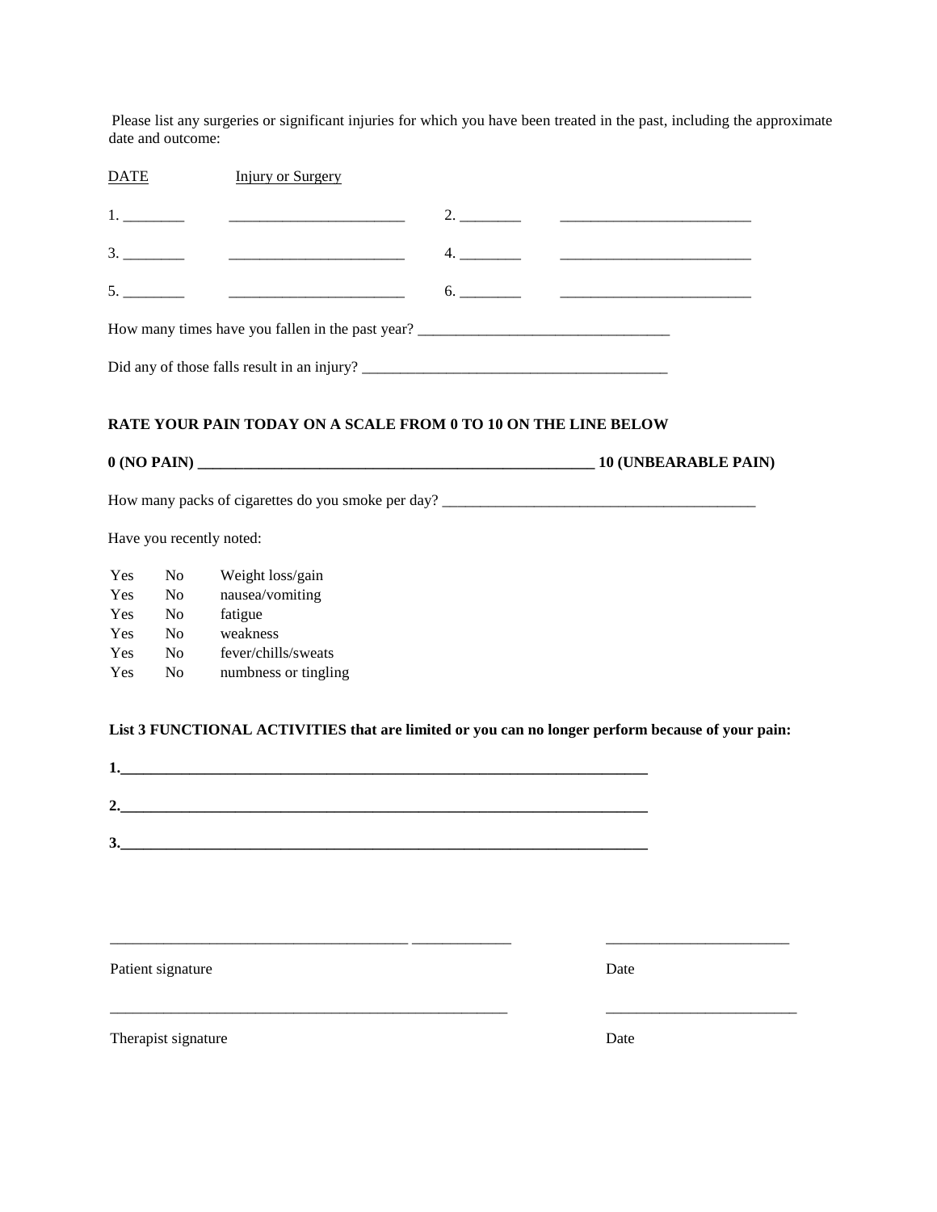Please list any surgeries or significant injuries for which you have been treated in the past, including the approximate date and outcome:

| DATE | Injury or Surgery | | |
| --- | --- | --- | --- |
| 1. ________ | ________________________ | 2. ________ | __________________________ |
| 3. ________ | ________________________ | 4. ________ | __________________________ |
| 5. ________ | ________________________ | 6. ________ | __________________________ |

How many times have you fallen in the past year? _________________________________

Did any of those falls result in an injury? ________________________________________

**RATE YOUR PAIN TODAY ON A SCALE FROM 0 TO 10 ON THE LINE BELOW**

**0 (NO PAIN) ______________________________________________________ 10 (UNBEARABLE PAIN)**

How many packs of cigarettes do you smoke per day? _________________________________________

Have you recently noted:

| | | |
| --- | --- | --- |
| Yes | No | Weight loss/gain |
| Yes | No | nausea/vomiting |
| Yes | No | fatigue |
| Yes | No | weakness |
| Yes | No | fever/chills/sweats |
| Yes | No | numbness or tingling |

**List 3 FUNCTIONAL ACTIVITIES that are limited or you can no longer perform because of your pain:**

**1.________________________________________________________________________**

**2.________________________________________________________________________**

**3.________________________________________________________________________**

_________________________________________ ______________ __________________________

Patient signature Date

_______________________________________________________ __________________________

Therapist signature Date